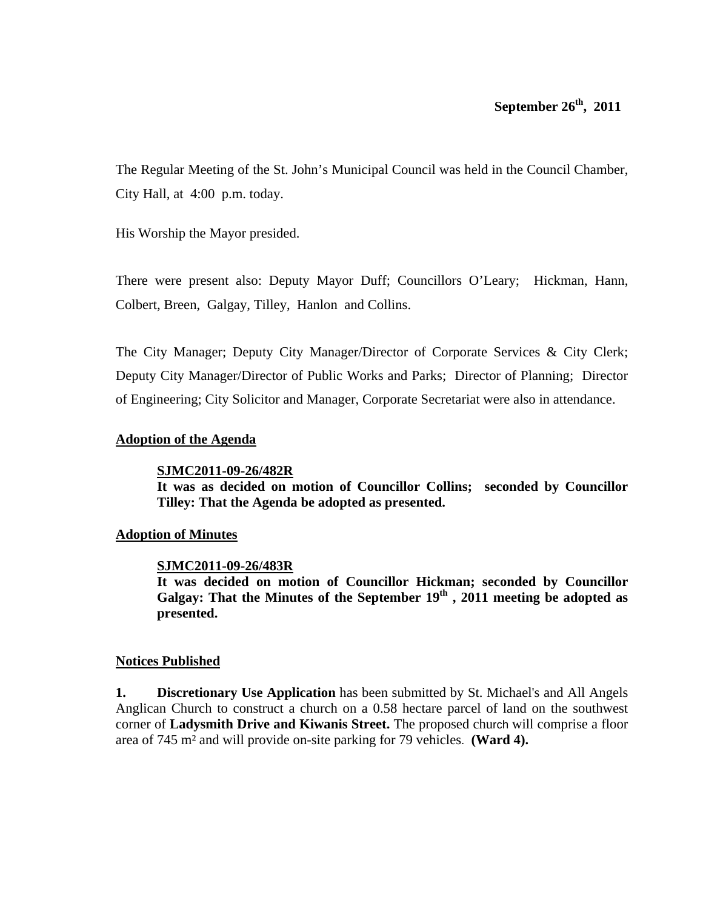**September 26th, 2011**

The Regular Meeting of the St. John's Municipal Council was held in the Council Chamber, City Hall, at 4:00 p.m. today.

His Worship the Mayor presided.

There were present also: Deputy Mayor Duff; Councillors O'Leary; Hickman, Hann, Colbert, Breen, Galgay, Tilley, Hanlon and Collins.

The City Manager; Deputy City Manager/Director of Corporate Services & City Clerk; Deputy City Manager/Director of Public Works and Parks; Director of Planning; Director of Engineering; City Solicitor and Manager, Corporate Secretariat were also in attendance.

## Adoption of the Agenda

**SJMC2011-09-26/482R**
**It was as decided on motion of Councillor Collins; seconded by Councillor Tilley: That the Agenda be adopted as presented.**

## Adoption of Minutes

**SJMC2011-09-26/483R**
**It was decided on motion of Councillor Hickman; seconded by Councillor Galgay: That the Minutes of the September 19th, 2011 meeting be adopted as presented.**

## Notices Published

**1. Discretionary Use Application** has been submitted by St. Michael's and All Angels Anglican Church to construct a church on a 0.58 hectare parcel of land on the southwest corner of **Ladysmith Drive and Kiwanis Street.** The proposed church will comprise a floor area of 745 m² and will provide on-site parking for 79 vehicles. **(Ward 4).**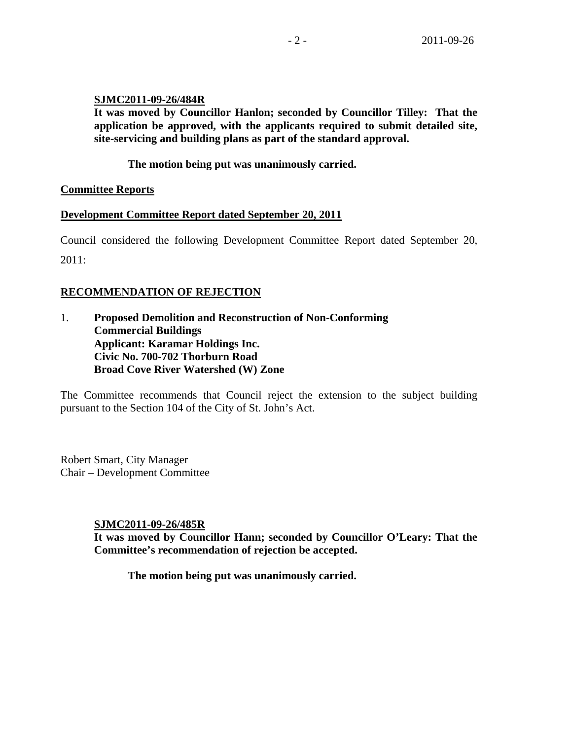**SJMC2011-09-26/484R**

**It was moved by Councillor Hanlon; seconded by Councillor Tilley: That the application be approved, with the applicants required to submit detailed site, site-servicing and building plans as part of the standard approval.**

**The motion being put was unanimously carried.**

**Committee Reports**

**Development Committee Report dated September 20, 2011**

Council considered the following Development Committee Report dated September 20, 2011:

**RECOMMENDATION OF REJECTION**

1. **Proposed Demolition and Reconstruction of Non-Conforming Commercial Buildings**
   **Applicant: Karamar Holdings Inc.**
   **Civic No. 700-702 Thorburn Road**
   **Broad Cove River Watershed (W) Zone**

The Committee recommends that Council reject the extension to the subject building pursuant to the Section 104 of the City of St. John's Act.

Robert Smart, City Manager
Chair – Development Committee

**SJMC2011-09-26/485R**

**It was moved by Councillor Hann; seconded by Councillor O'Leary: That the Committee's recommendation of rejection be accepted.**

**The motion being put was unanimously carried.**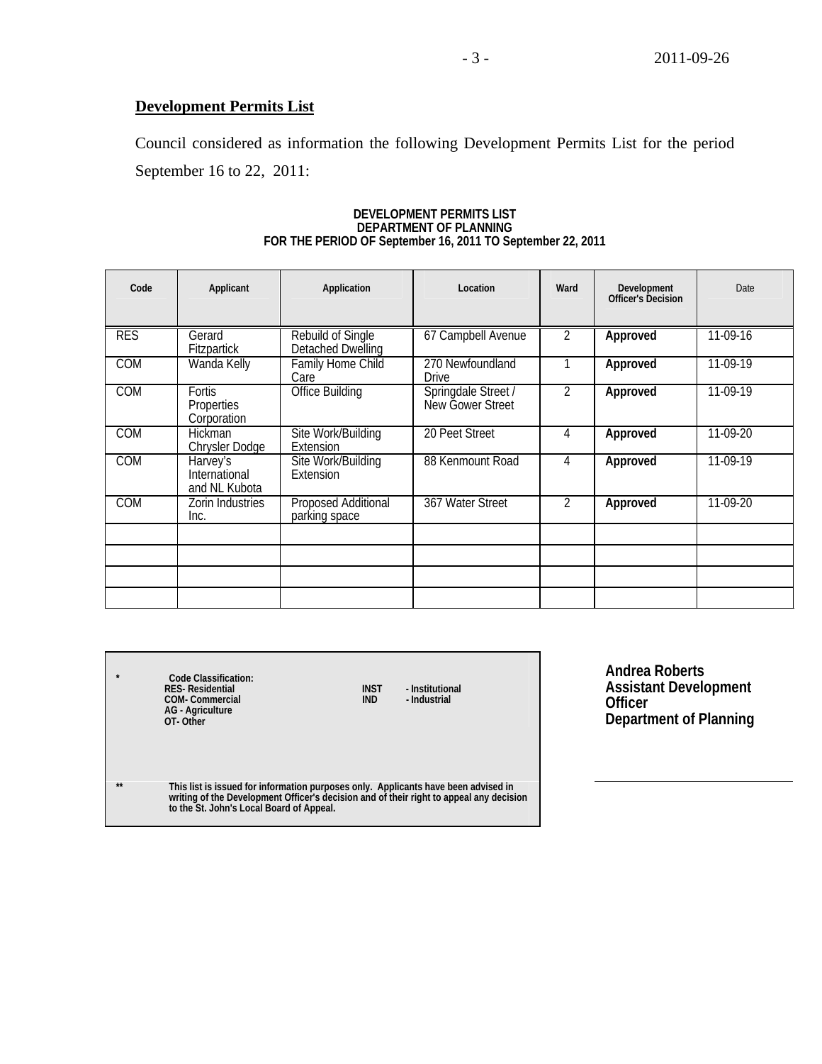## Development Permits List

Council considered as information the following Development Permits List for the period September 16 to 22, 2011:

**DEVELOPMENT PERMITS LIST**
**DEPARTMENT OF PLANNING**
**FOR THE PERIOD OF September 16, 2011 TO September 22, 2011**

| Code | Applicant | Application | Location | Ward | Development Officer's Decision | Date |
|---|---|---|---|---|---|---|
| RES | Gerard Fitzpartick | Rebuild of Single Detached Dwelling | 67 Campbell Avenue | 2 | **Approved** | 11-09-16 |
| COM | Wanda Kelly | Family Home Child Care | 270 Newfoundland Drive | 1 | **Approved** | 11-09-19 |
| COM | Fortis Properties Corporation | Office Building | Springdale Street / New Gower Street | 2 | **Approved** | 11-09-19 |
| COM | Hickman Chrysler Dodge | Site Work/Building Extension | 20 Peet Street | 4 | **Approved** | 11-09-20 |
| COM | Harvey's International and NL Kubota | Site Work/Building Extension | 88 Kenmount Road | 4 | **Approved** | 11-09-19 |
| COM | Zorin Industries Inc. | Proposed Additional parking space | 367 Water Street | 2 | **Approved** | 11-09-20 |
| | | | | | | |
| | | | | | | |
| | | | | | | |
| | | | | | | |

**\* Code Classification:**
**RES- Residential**
**COM- Commercial**
**AG - Agriculture**
**OT- Other**
**INST - Institutional**
**IND - Industrial**

**\*\* This list is issued for information purposes only. Applicants have been advised in writing of the Development Officer's decision and of their right to appeal any decision to the St. John's Local Board of Appeal.**

**Andrea Roberts**
**Assistant Development Officer**
**Department of Planning**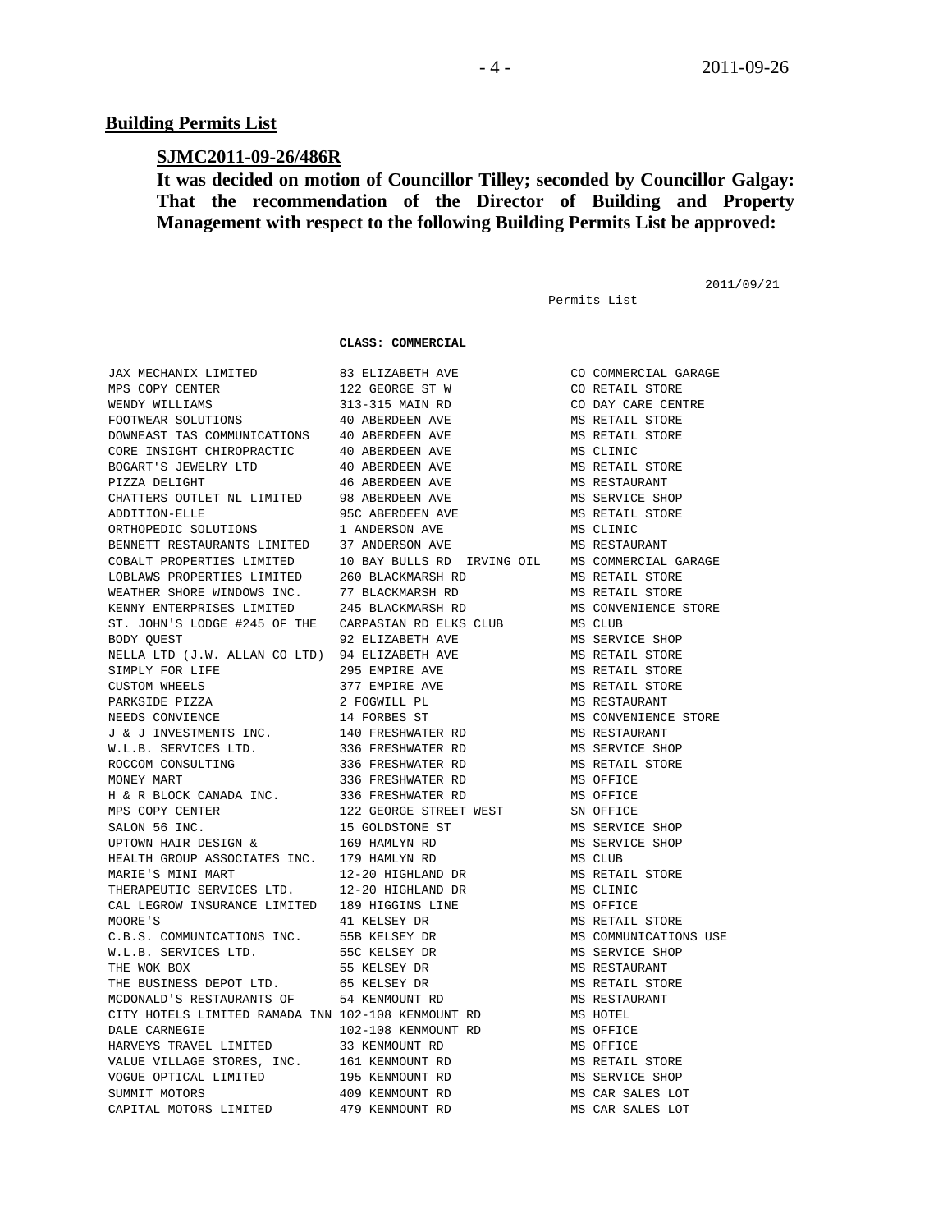## Building Permits List

### SJMC2011-09-26/486R

**It was decided on motion of Councillor Tilley; seconded by Councillor Galgay: That the recommendation of the Director of Building and Property Management with respect to the following Building Permits List be approved:**

2011/09/21

Permits List

**CLASS: COMMERCIAL**

| | | |
|---|---|---|
| JAX MECHANIX LIMITED | 83 ELIZABETH AVE | CO COMMERCIAL GARAGE |
| MPS COPY CENTER | 122 GEORGE ST W | CO RETAIL STORE |
| WENDY WILLIAMS | 313-315 MAIN RD | CO DAY CARE CENTRE |
| FOOTWEAR SOLUTIONS | 40 ABERDEEN AVE | MS RETAIL STORE |
| DOWNEAST TAS COMMUNICATIONS | 40 ABERDEEN AVE | MS RETAIL STORE |
| CORE INSIGHT CHIROPRACTIC | 40 ABERDEEN AVE | MS CLINIC |
| BOGART'S JEWELRY LTD | 40 ABERDEEN AVE | MS RETAIL STORE |
| PIZZA DELIGHT | 46 ABERDEEN AVE | MS RESTAURANT |
| CHATTERS OUTLET NL LIMITED | 98 ABERDEEN AVE | MS SERVICE SHOP |
| ADDITION-ELLE | 95C ABERDEEN AVE | MS RETAIL STORE |
| ORTHOPEDIC SOLUTIONS | 1 ANDERSON AVE | MS CLINIC |
| BENNETT RESTAURANTS LIMITED | 37 ANDERSON AVE | MS RESTAURANT |
| COBALT PROPERTIES LIMITED | 10 BAY BULLS RD IRVING OIL | MS COMMERCIAL GARAGE |
| LOBLAWS PROPERTIES LIMITED | 260 BLACKMARSH RD | MS RETAIL STORE |
| WEATHER SHORE WINDOWS INC. | 77 BLACKMARSH RD | MS RETAIL STORE |
| KENNY ENTERPRISES LIMITED | 245 BLACKMARSH RD | MS CONVENIENCE STORE |
| ST. JOHN'S LODGE #245 OF THE | CARPASIAN RD ELKS CLUB | MS CLUB |
| BODY QUEST | 92 ELIZABETH AVE | MS SERVICE SHOP |
| NELLA LTD (J.W. ALLAN CO LTD) | 94 ELIZABETH AVE | MS RETAIL STORE |
| SIMPLY FOR LIFE | 295 EMPIRE AVE | MS RETAIL STORE |
| CUSTOM WHEELS | 377 EMPIRE AVE | MS RETAIL STORE |
| PARKSIDE PIZZA | 2 FOGWILL PL | MS RESTAURANT |
| NEEDS CONVIENCE | 14 FORBES ST | MS CONVENIENCE STORE |
| J & J INVESTMENTS INC. | 140 FRESHWATER RD | MS RESTAURANT |
| W.L.B. SERVICES LTD. | 336 FRESHWATER RD | MS SERVICE SHOP |
| ROCCOM CONSULTING | 336 FRESHWATER RD | MS RETAIL STORE |
| MONEY MART | 336 FRESHWATER RD | MS OFFICE |
| H & R BLOCK CANADA INC. | 336 FRESHWATER RD | MS OFFICE |
| MPS COPY CENTER | 122 GEORGE STREET WEST | SN OFFICE |
| SALON 56 INC. | 15 GOLDSTONE ST | MS SERVICE SHOP |
| UPTOWN HAIR DESIGN & | 169 HAMLYN RD | MS SERVICE SHOP |
| HEALTH GROUP ASSOCIATES INC. | 179 HAMLYN RD | MS CLUB |
| MARIE'S MINI MART | 12-20 HIGHLAND DR | MS RETAIL STORE |
| THERAPEUTIC SERVICES LTD. | 12-20 HIGHLAND DR | MS CLINIC |
| CAL LEGROW INSURANCE LIMITED | 189 HIGGINS LINE | MS OFFICE |
| MOORE'S | 41 KELSEY DR | MS RETAIL STORE |
| C.B.S. COMMUNICATIONS INC. | 55B KELSEY DR | MS COMMUNICATIONS USE |
| W.L.B. SERVICES LTD. | 55C KELSEY DR | MS SERVICE SHOP |
| THE WOK BOX | 55 KELSEY DR | MS RESTAURANT |
| THE BUSINESS DEPOT LTD. | 65 KELSEY DR | MS RETAIL STORE |
| MCDONALD'S RESTAURANTS OF | 54 KENMOUNT RD | MS RESTAURANT |
| CITY HOTELS LIMITED RAMADA INN | 102-108 KENMOUNT RD | MS HOTEL |
| DALE CARNEGIE | 102-108 KENMOUNT RD | MS OFFICE |
| HARVEYS TRAVEL LIMITED | 33 KENMOUNT RD | MS OFFICE |
| VALUE VILLAGE STORES, INC. | 161 KENMOUNT RD | MS RETAIL STORE |
| VOGUE OPTICAL LIMITED | 195 KENMOUNT RD | MS SERVICE SHOP |
| SUMMIT MOTORS | 409 KENMOUNT RD | MS CAR SALES LOT |
| CAPITAL MOTORS LIMITED | 479 KENMOUNT RD | MS CAR SALES LOT |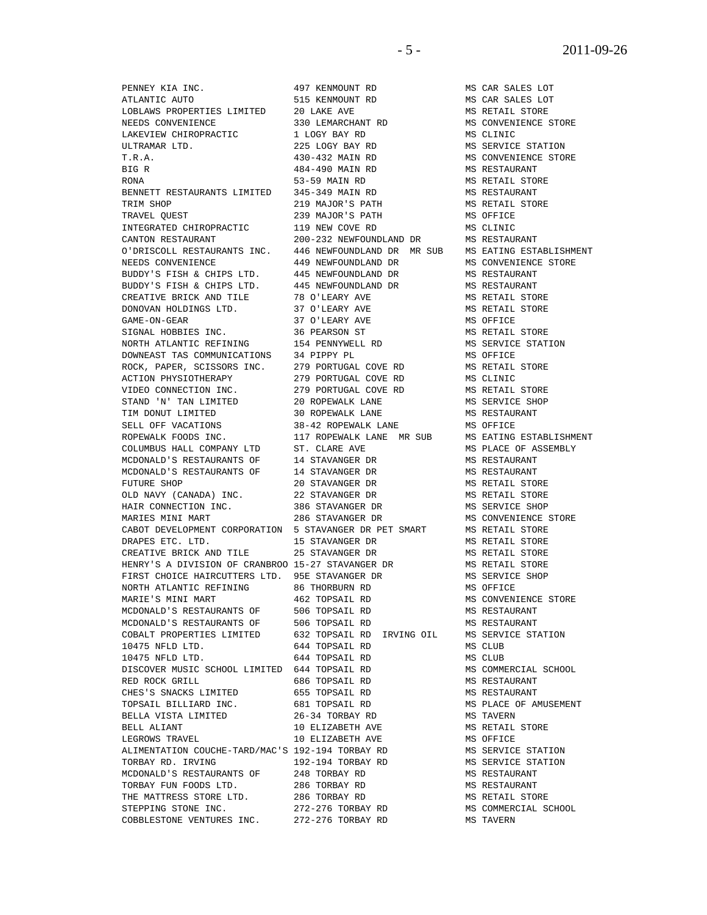| | | |
|---|---|---|
| PENNEY KIA INC. | 497 KENMOUNT RD | MS CAR SALES LOT |
| ATLANTIC AUTO | 515 KENMOUNT RD | MS CAR SALES LOT |
| LOBLAWS PROPERTIES LIMITED | 20 LAKE AVE | MS RETAIL STORE |
| NEEDS CONVENIENCE | 330 LEMARCHANT RD | MS CONVENIENCE STORE |
| LAKEVIEW CHIROPRACTIC | 1 LOGY BAY RD | MS CLINIC |
| ULTRAMAR LTD. | 225 LOGY BAY RD | MS SERVICE STATION |
| T.R.A. | 430-432 MAIN RD | MS CONVENIENCE STORE |
| BIG R | 484-490 MAIN RD | MS RESTAURANT |
| RONA | 53-59 MAIN RD | MS RETAIL STORE |
| BENNETT RESTAURANTS LIMITED | 345-349 MAIN RD | MS RESTAURANT |
| TRIM SHOP | 219 MAJOR'S PATH | MS RETAIL STORE |
| TRAVEL QUEST | 239 MAJOR'S PATH | MS OFFICE |
| INTEGRATED CHIROPRACTIC | 119 NEW COVE RD | MS CLINIC |
| CANTON RESTAURANT | 200-232 NEWFOUNDLAND DR | MS RESTAURANT |
| O'DRISCOLL RESTAURANTS INC. | 446 NEWFOUNDLAND DR MR SUB | MS EATING ESTABLISHMENT |
| NEEDS CONVENIENCE | 449 NEWFOUNDLAND DR | MS CONVENIENCE STORE |
| BUDDY'S FISH & CHIPS LTD. | 445 NEWFOUNDLAND DR | MS RESTAURANT |
| BUDDY'S FISH & CHIPS LTD. | 445 NEWFOUNDLAND DR | MS RESTAURANT |
| CREATIVE BRICK AND TILE | 78 O'LEARY AVE | MS RETAIL STORE |
| DONOVAN HOLDINGS LTD. | 37 O'LEARY AVE | MS RETAIL STORE |
| GAME-ON-GEAR | 37 O'LEARY AVE | MS OFFICE |
| SIGNAL HOBBIES INC. | 36 PEARSON ST | MS RETAIL STORE |
| NORTH ATLANTIC REFINING | 154 PENNYWELL RD | MS SERVICE STATION |
| DOWNEAST TAS COMMUNICATIONS | 34 PIPPY PL | MS OFFICE |
| ROCK, PAPER, SCISSORS INC. | 279 PORTUGAL COVE RD | MS RETAIL STORE |
| ACTION PHYSIOTHERAPY | 279 PORTUGAL COVE RD | MS CLINIC |
| VIDEO CONNECTION INC. | 279 PORTUGAL COVE RD | MS RETAIL STORE |
| STAND 'N' TAN LIMITED | 20 ROPEWALK LANE | MS SERVICE SHOP |
| TIM DONUT LIMITED | 30 ROPEWALK LANE | MS RESTAURANT |
| SELL OFF VACATIONS | 38-42 ROPEWALK LANE | MS OFFICE |
| ROPEWALK FOODS INC. | 117 ROPEWALK LANE MR SUB | MS EATING ESTABLISHMENT |
| COLUMBUS HALL COMPANY LTD | ST. CLARE AVE | MS PLACE OF ASSEMBLY |
| MCDONALD'S RESTAURANTS OF | 14 STAVANGER DR | MS RESTAURANT |
| MCDONALD'S RESTAURANTS OF | 14 STAVANGER DR | MS RESTAURANT |
| FUTURE SHOP | 20 STAVANGER DR | MS RETAIL STORE |
| OLD NAVY (CANADA) INC. | 22 STAVANGER DR | MS RETAIL STORE |
| HAIR CONNECTION INC. | 386 STAVANGER DR | MS SERVICE SHOP |
| MARIES MINI MART | 286 STAVANGER DR | MS CONVENIENCE STORE |
| CABOT DEVELOPMENT CORPORATION | 5 STAVANGER DR PET SMART | MS RETAIL STORE |
| DRAPES ETC. LTD. | 15 STAVANGER DR | MS RETAIL STORE |
| CREATIVE BRICK AND TILE | 25 STAVANGER DR | MS RETAIL STORE |
| HENRY'S A DIVISION OF CRANBROO | 15-27 STAVANGER DR | MS RETAIL STORE |
| FIRST CHOICE HAIRCUTTERS LTD. | 95E STAVANGER DR | MS SERVICE SHOP |
| NORTH ATLANTIC REFINING | 86 THORBURN RD | MS OFFICE |
| MARIE'S MINI MART | 462 TOPSAIL RD | MS CONVENIENCE STORE |
| MCDONALD'S RESTAURANTS OF | 506 TOPSAIL RD | MS RESTAURANT |
| MCDONALD'S RESTAURANTS OF | 506 TOPSAIL RD | MS RESTAURANT |
| COBALT PROPERTIES LIMITED | 632 TOPSAIL RD IRVING OIL | MS SERVICE STATION |
| 10475 NFLD LTD. | 644 TOPSAIL RD | MS CLUB |
| 10475 NFLD LTD. | 644 TOPSAIL RD | MS CLUB |
| DISCOVER MUSIC SCHOOL LIMITED | 644 TOPSAIL RD | MS COMMERCIAL SCHOOL |
| RED ROCK GRILL | 686 TOPSAIL RD | MS RESTAURANT |
| CHES'S SNACKS LIMITED | 655 TOPSAIL RD | MS RESTAURANT |
| TOPSAIL BILLIARD INC. | 681 TOPSAIL RD | MS PLACE OF AMUSEMENT |
| BELLA VISTA LIMITED | 26-34 TORBAY RD | MS TAVERN |
| BELL ALIANT | 10 ELIZABETH AVE | MS RETAIL STORE |
| LEGROWS TRAVEL | 10 ELIZABETH AVE | MS OFFICE |
| ALIMENTATION COUCHE-TARD/MAC'S | 192-194 TORBAY RD | MS SERVICE STATION |
| TORBAY RD. IRVING | 192-194 TORBAY RD | MS SERVICE STATION |
| MCDONALD'S RESTAURANTS OF | 248 TORBAY RD | MS RESTAURANT |
| TORBAY FUN FOODS LTD. | 286 TORBAY RD | MS RESTAURANT |
| THE MATTRESS STORE LTD. | 286 TORBAY RD | MS RETAIL STORE |
| STEPPING STONE INC. | 272-276 TORBAY RD | MS COMMERCIAL SCHOOL |
| COBBLESTONE VENTURES INC. | 272-276 TORBAY RD | MS TAVERN |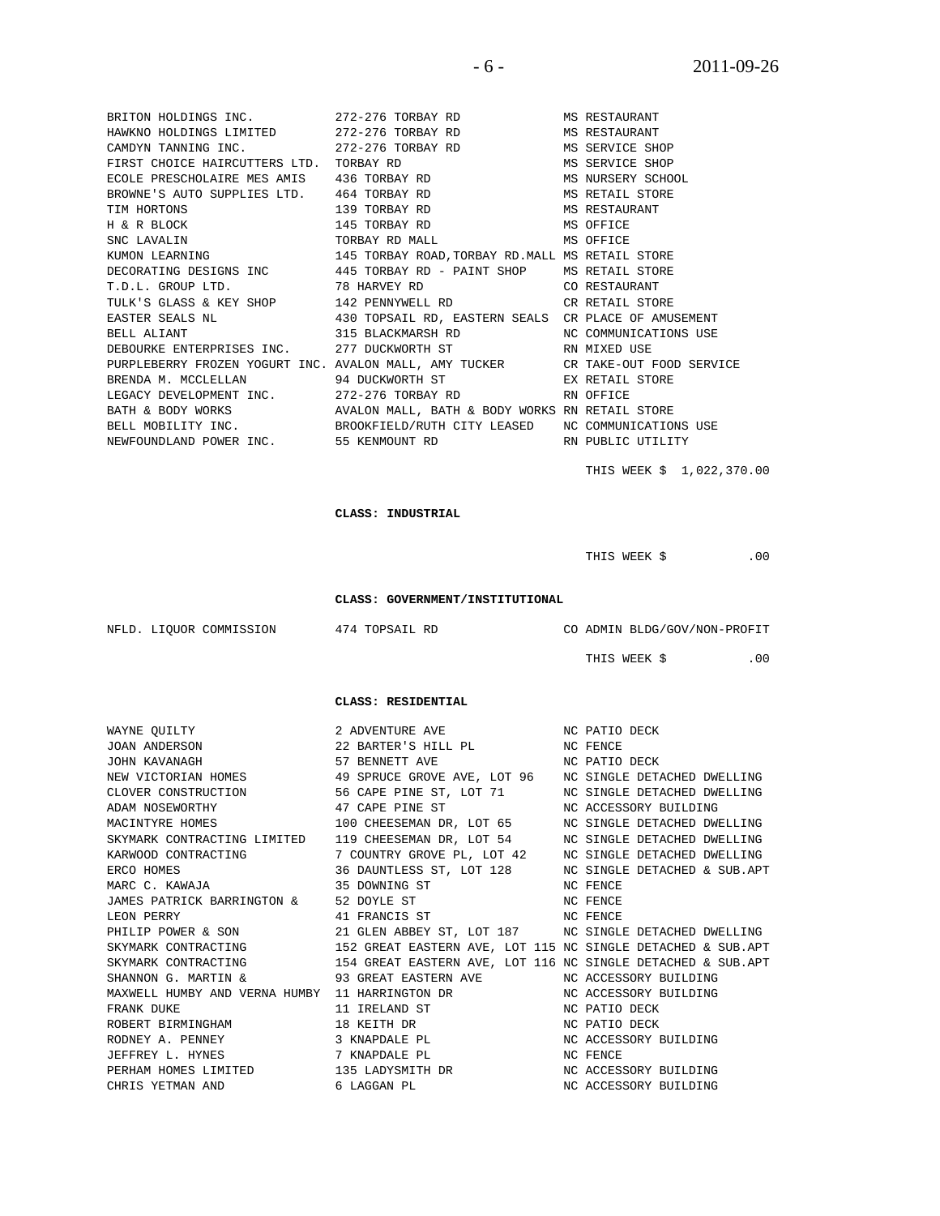| | | |
|---|---|---|
| BRITON HOLDINGS INC. | 272-276 TORBAY RD | MS RESTAURANT |
| HAWKNO HOLDINGS LIMITED | 272-276 TORBAY RD | MS RESTAURANT |
| CAMDYN TANNING INC. | 272-276 TORBAY RD | MS SERVICE SHOP |
| FIRST CHOICE HAIRCUTTERS LTD. | TORBAY RD | MS SERVICE SHOP |
| ECOLE PRESCHOLAIRE MES AMIS | 436 TORBAY RD | MS NURSERY SCHOOL |
| BROWNE'S AUTO SUPPLIES LTD. | 464 TORBAY RD | MS RETAIL STORE |
| TIM HORTONS | 139 TORBAY RD | MS RESTAURANT |
| H & R BLOCK | 145 TORBAY RD | MS OFFICE |
| SNC LAVALIN | TORBAY RD MALL | MS OFFICE |
| KUMON LEARNING | 145 TORBAY ROAD,TORBAY RD.MALL | MS RETAIL STORE |
| DECORATING DESIGNS INC | 445 TORBAY RD - PAINT SHOP | MS RETAIL STORE |
| T.D.L. GROUP LTD. | 78 HARVEY RD | CO RESTAURANT |
| TULK'S GLASS & KEY SHOP | 142 PENNYWELL RD | CR RETAIL STORE |
| EASTER SEALS NL | 430 TOPSAIL RD, EASTERN SEALS | CR PLACE OF AMUSEMENT |
| BELL ALIANT | 315 BLACKMARSH RD | NC COMMUNICATIONS USE |
| DEBOURKE ENTERPRISES INC. | 277 DUCKWORTH ST | RN MIXED USE |
| PURPLEBERRY FROZEN YOGURT INC. | AVALON MALL, AMY TUCKER | CR TAKE-OUT FOOD SERVICE |
| BRENDA M. MCCLELLAN | 94 DUCKWORTH ST | EX RETAIL STORE |
| LEGACY DEVELOPMENT INC. | 272-276 TORBAY RD | RN OFFICE |
| BATH & BODY WORKS | AVALON MALL, BATH & BODY WORKS | RN RETAIL STORE |
| BELL MOBILITY INC. | BROOKFIELD/RUTH CITY LEASED | NC COMMUNICATIONS USE |
| NEWFOUNDLAND POWER INC. | 55 KENMOUNT RD | RN PUBLIC UTILITY |

THIS WEEK $ 1,022,370.00

**CLASS: INDUSTRIAL**

THIS WEEK $ .00

**CLASS: GOVERNMENT/INSTITUTIONAL**

| | | |
|---|---|---|
| NFLD. LIQUOR COMMISSION | 474 TOPSAIL RD | CO ADMIN BLDG/GOV/NON-PROFIT |

THIS WEEK $ .00

**CLASS: RESIDENTIAL**

| | | |
|---|---|---|
| WAYNE QUILTY | 2 ADVENTURE AVE | NC PATIO DECK |
| JOAN ANDERSON | 22 BARTER'S HILL PL | NC FENCE |
| JOHN KAVANAGH | 57 BENNETT AVE | NC PATIO DECK |
| NEW VICTORIAN HOMES | 49 SPRUCE GROVE AVE, LOT 96 | NC SINGLE DETACHED DWELLING |
| CLOVER CONSTRUCTION | 56 CAPE PINE ST, LOT 71 | NC SINGLE DETACHED DWELLING |
| ADAM NOSEWORTHY | 47 CAPE PINE ST | NC ACCESSORY BUILDING |
| MACINTYRE HOMES | 100 CHEESEMAN DR, LOT 65 | NC SINGLE DETACHED DWELLING |
| SKYMARK CONTRACTING LIMITED | 119 CHEESEMAN DR, LOT 54 | NC SINGLE DETACHED DWELLING |
| KARWOOD CONTRACTING | 7 COUNTRY GROVE PL, LOT 42 | NC SINGLE DETACHED DWELLING |
| ERCO HOMES | 36 DAUNTLESS ST, LOT 128 | NC SINGLE DETACHED & SUB.APT |
| MARC C. KAWAJA | 35 DOWNING ST | NC FENCE |
| JAMES PATRICK BARRINGTON & | 52 DOYLE ST | NC FENCE |
| LEON PERRY | 41 FRANCIS ST | NC FENCE |
| PHILIP POWER & SON | 21 GLEN ABBEY ST, LOT 187 | NC SINGLE DETACHED DWELLING |
| SKYMARK CONTRACTING | 152 GREAT EASTERN AVE, LOT 115 | NC SINGLE DETACHED & SUB.APT |
| SKYMARK CONTRACTING | 154 GREAT EASTERN AVE, LOT 116 | NC SINGLE DETACHED & SUB.APT |
| SHANNON G. MARTIN & | 93 GREAT EASTERN AVE | NC ACCESSORY BUILDING |
| MAXWELL HUMBY AND VERNA HUMBY | 11 HARRINGTON DR | NC ACCESSORY BUILDING |
| FRANK DUKE | 11 IRELAND ST | NC PATIO DECK |
| ROBERT BIRMINGHAM | 18 KEITH DR | NC PATIO DECK |
| RODNEY A. PENNEY | 3 KNAPDALE PL | NC ACCESSORY BUILDING |
| JEFFREY L. HYNES | 7 KNAPDALE PL | NC FENCE |
| PERHAM HOMES LIMITED | 135 LADYSMITH DR | NC ACCESSORY BUILDING |
| CHRIS YETMAN AND | 6 LAGGAN PL | NC ACCESSORY BUILDING |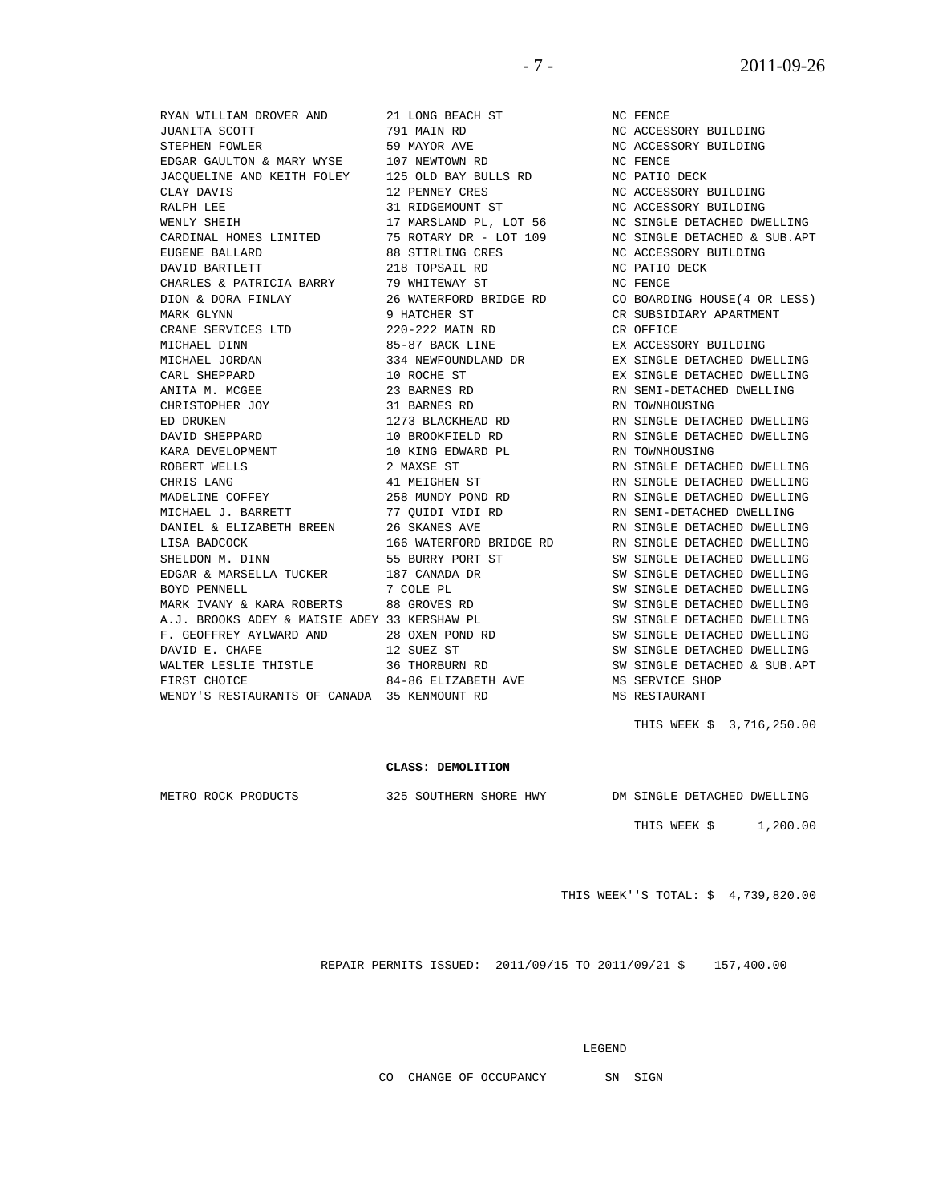| | | |
|---|---|---|
| RYAN WILLIAM DROVER AND | 21 LONG BEACH ST | NC FENCE |
| JUANITA SCOTT | 791 MAIN RD | NC ACCESSORY BUILDING |
| STEPHEN FOWLER | 59 MAYOR AVE | NC ACCESSORY BUILDING |
| EDGAR GAULTON & MARY WYSE | 107 NEWTOWN RD | NC FENCE |
| JACQUELINE AND KEITH FOLEY | 125 OLD BAY BULLS RD | NC PATIO DECK |
| CLAY DAVIS | 12 PENNEY CRES | NC ACCESSORY BUILDING |
| RALPH LEE | 31 RIDGEMOUNT ST | NC ACCESSORY BUILDING |
| WENLY SHEIH | 17 MARSLAND PL, LOT 56 | NC SINGLE DETACHED DWELLING |
| CARDINAL HOMES LIMITED | 75 ROTARY DR - LOT 109 | NC SINGLE DETACHED & SUB.APT |
| EUGENE BALLARD | 88 STIRLING CRES | NC ACCESSORY BUILDING |
| DAVID BARTLETT | 218 TOPSAIL RD | NC PATIO DECK |
| CHARLES & PATRICIA BARRY | 79 WHITEWAY ST | NC FENCE |
| DION & DORA FINLAY | 26 WATERFORD BRIDGE RD | CO BOARDING HOUSE(4 OR LESS) |
| MARK GLYNN | 9 HATCHER ST | CR SUBSIDIARY APARTMENT |
| CRANE SERVICES LTD | 220-222 MAIN RD | CR OFFICE |
| MICHAEL DINN | 85-87 BACK LINE | EX ACCESSORY BUILDING |
| MICHAEL JORDAN | 334 NEWFOUNDLAND DR | EX SINGLE DETACHED DWELLING |
| CARL SHEPPARD | 10 ROCHE ST | EX SINGLE DETACHED DWELLING |
| ANITA M. MCGEE | 23 BARNES RD | RN SEMI-DETACHED DWELLING |
| CHRISTOPHER JOY | 31 BARNES RD | RN TOWNHOUSING |
| ED DRUKEN | 1273 BLACKHEAD RD | RN SINGLE DETACHED DWELLING |
| DAVID SHEPPARD | 10 BROOKFIELD RD | RN SINGLE DETACHED DWELLING |
| KARA DEVELOPMENT | 10 KING EDWARD PL | RN TOWNHOUSING |
| ROBERT WELLS | 2 MAXSE ST | RN SINGLE DETACHED DWELLING |
| CHRIS LANG | 41 MEIGHEN ST | RN SINGLE DETACHED DWELLING |
| MADELINE COFFEY | 258 MUNDY POND RD | RN SINGLE DETACHED DWELLING |
| MICHAEL J. BARRETT | 77 QUIDI VIDI RD | RN SEMI-DETACHED DWELLING |
| DANIEL & ELIZABETH BREEN | 26 SKANES AVE | RN SINGLE DETACHED DWELLING |
| LISA BADCOCK | 166 WATERFORD BRIDGE RD | RN SINGLE DETACHED DWELLING |
| SHELDON M. DINN | 55 BURRY PORT ST | SW SINGLE DETACHED DWELLING |
| EDGAR & MARSELLA TUCKER | 187 CANADA DR | SW SINGLE DETACHED DWELLING |
| BOYD PENNELL | 7 COLE PL | SW SINGLE DETACHED DWELLING |
| MARK IVANY & KARA ROBERTS | 88 GROVES RD | SW SINGLE DETACHED DWELLING |
| A.J. BROOKS ADEY & MAISIE ADEY | 33 KERSHAW PL | SW SINGLE DETACHED DWELLING |
| F. GEOFFREY AYLWARD AND | 28 OXEN POND RD | SW SINGLE DETACHED DWELLING |
| DAVID E. CHAFE | 12 SUEZ ST | SW SINGLE DETACHED DWELLING |
| WALTER LESLIE THISTLE | 36 THORBURN RD | SW SINGLE DETACHED & SUB.APT |
| FIRST CHOICE | 84-86 ELIZABETH AVE | MS SERVICE SHOP |
| WENDY'S RESTAURANTS OF CANADA | 35 KENMOUNT RD | MS RESTAURANT |

THIS WEEK $ 3,716,250.00

**CLASS: DEMOLITION**

| | | |
|---|---|---|
| METRO ROCK PRODUCTS | 325 SOUTHERN SHORE HWY | DM SINGLE DETACHED DWELLING |

THIS WEEK $ 1,200.00

THIS WEEK''S TOTAL: $ 4,739,820.00

REPAIR PERMITS ISSUED: 2011/09/15 TO 2011/09/21 $ 157,400.00

LEGEND

CO CHANGE OF OCCUPANCY SN SIGN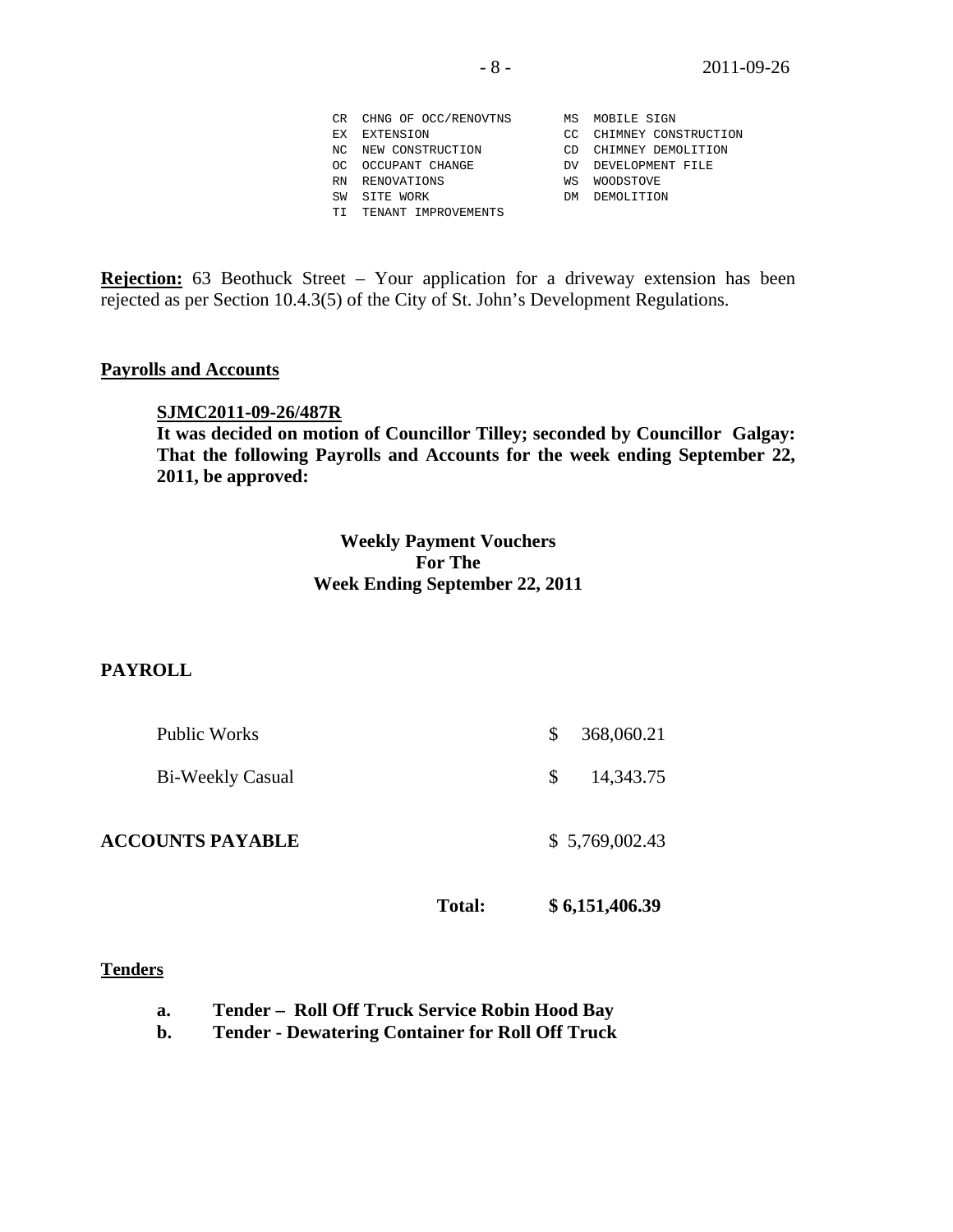```
CR  CHNG OF OCC/RENOVTNS        MS  MOBILE SIGN
EX  EXTENSION                   CC  CHIMNEY CONSTRUCTION
NC  NEW CONSTRUCTION            CD  CHIMNEY DEMOLITION
OC  OCCUPANT CHANGE             DV  DEVELOPMENT FILE
RN  RENOVATIONS                 WS  WOODSTOVE
SW  SITE WORK                   DM  DEMOLITION
TI  TENANT IMPROVEMENTS
```

**Rejection:** 63 Beothuck Street – Your application for a driveway extension has been rejected as per Section 10.4.3(5) of the City of St. John's Development Regulations.

## Payrolls and Accounts

**SJMC2011-09-26/487R**
**It was decided on motion of Councillor Tilley; seconded by Councillor Galgay: That the following Payrolls and Accounts for the week ending September 22, 2011, be approved:**

**Weekly Payment Vouchers**
**For The**
**Week Ending September 22, 2011**

**PAYROLL**

| | |
|---|---|
| Public Works | $ 368,060.21 |
| Bi-Weekly Casual | $ 14,343.75 |
| **ACCOUNTS PAYABLE** | $ 5,769,002.43 |
| **Total:** | **$ 6,151,406.39** |

## Tenders

**a. Tender – Roll Off Truck Service Robin Hood Bay**
**b. Tender - Dewatering Container for Roll Off Truck**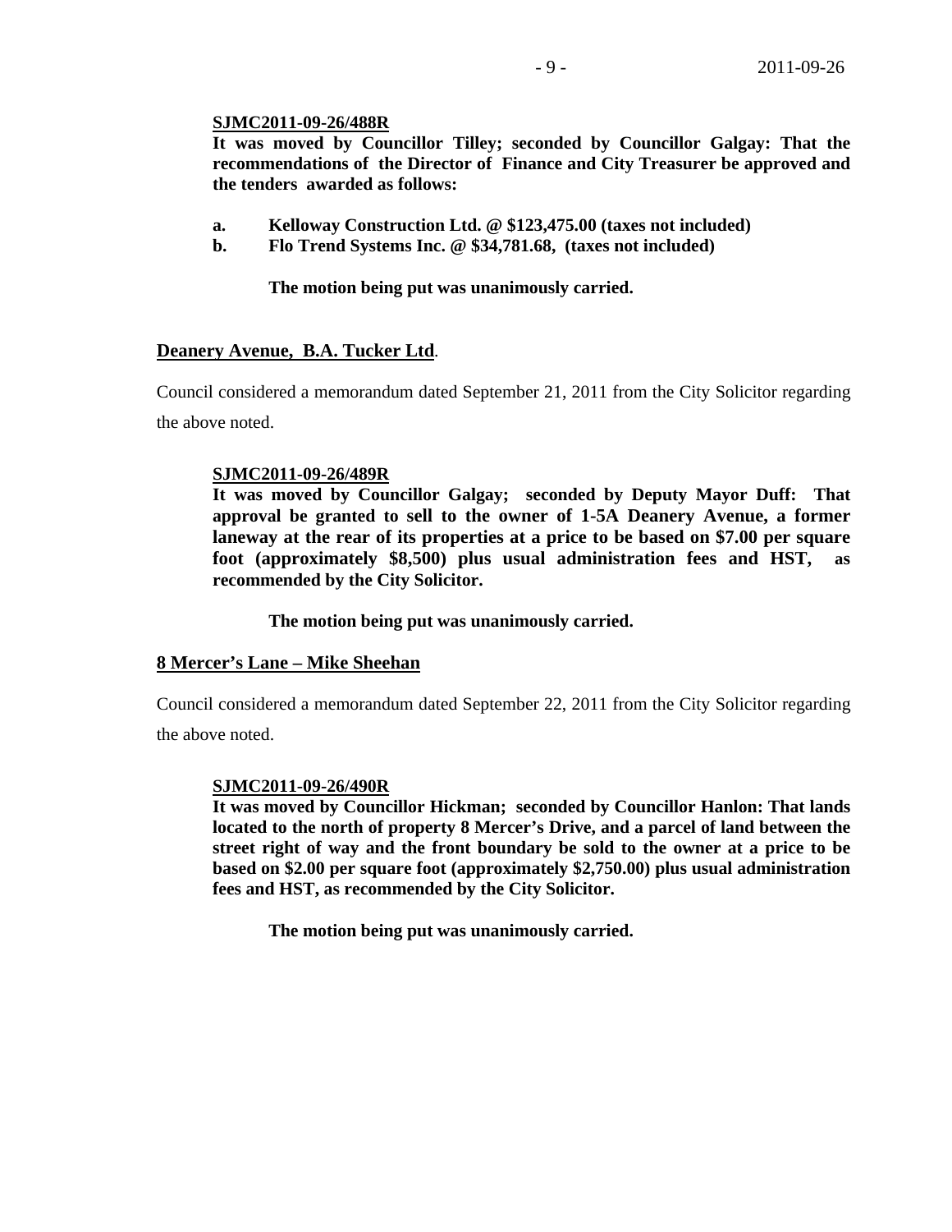**SJMC2011-09-26/488R**

**It was moved by Councillor Tilley; seconded by Councillor Galgay: That the recommendations of the Director of Finance and City Treasurer be approved and the tenders awarded as follows:**

**a. Kelloway Construction Ltd. @ $123,475.00 (taxes not included)**

**b. Flo Trend Systems Inc. @ $34,781.68, (taxes not included)**

**The motion being put was unanimously carried.**

**Deanery Avenue, B.A. Tucker Ltd.**

Council considered a memorandum dated September 21, 2011 from the City Solicitor regarding the above noted.

**SJMC2011-09-26/489R**

**It was moved by Councillor Galgay; seconded by Deputy Mayor Duff: That approval be granted to sell to the owner of 1-5A Deanery Avenue, a former laneway at the rear of its properties at a price to be based on $7.00 per square foot (approximately $8,500) plus usual administration fees and HST, as recommended by the City Solicitor.**

**The motion being put was unanimously carried.**

**8 Mercer's Lane – Mike Sheehan**

Council considered a memorandum dated September 22, 2011 from the City Solicitor regarding the above noted.

**SJMC2011-09-26/490R**

**It was moved by Councillor Hickman; seconded by Councillor Hanlon: That lands located to the north of property 8 Mercer's Drive, and a parcel of land between the street right of way and the front boundary be sold to the owner at a price to be based on $2.00 per square foot (approximately $2,750.00) plus usual administration fees and HST, as recommended by the City Solicitor.**

**The motion being put was unanimously carried.**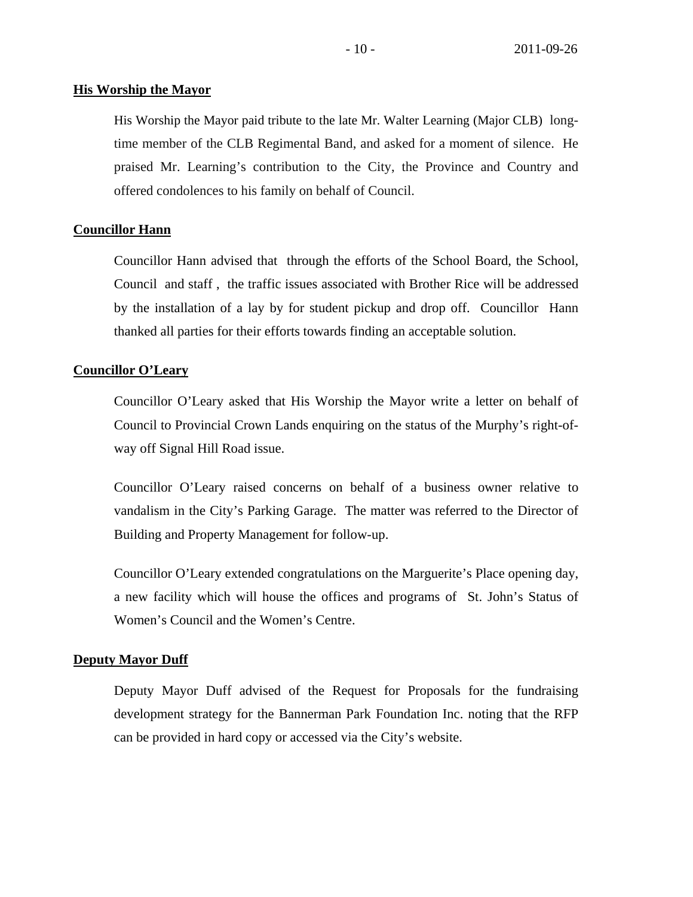**His Worship the Mayor**

His Worship the Mayor paid tribute to the late Mr. Walter Learning (Major CLB) long-time member of the CLB Regimental Band, and asked for a moment of silence. He praised Mr. Learning's contribution to the City, the Province and Country and offered condolences to his family on behalf of Council.

**Councillor Hann**

Councillor Hann advised that through the efforts of the School Board, the School, Council and staff , the traffic issues associated with Brother Rice will be addressed by the installation of a lay by for student pickup and drop off. Councillor Hann thanked all parties for their efforts towards finding an acceptable solution.

**Councillor O'Leary**

Councillor O'Leary asked that His Worship the Mayor write a letter on behalf of Council to Provincial Crown Lands enquiring on the status of the Murphy's right-of-way off Signal Hill Road issue.

Councillor O'Leary raised concerns on behalf of a business owner relative to vandalism in the City's Parking Garage. The matter was referred to the Director of Building and Property Management for follow-up.

Councillor O'Leary extended congratulations on the Marguerite's Place opening day, a new facility which will house the offices and programs of St. John's Status of Women's Council and the Women's Centre.

**Deputy Mayor Duff**

Deputy Mayor Duff advised of the Request for Proposals for the fundraising development strategy for the Bannerman Park Foundation Inc. noting that the RFP can be provided in hard copy or accessed via the City's website.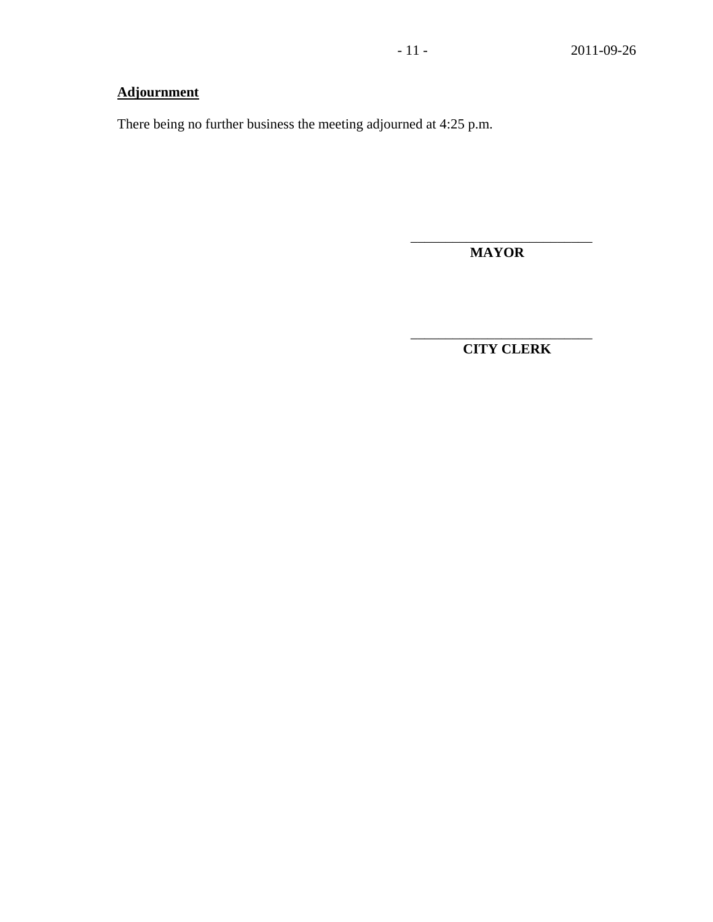**Adjournment**

There being no further business the meeting adjourned at 4:25 p.m.

\_\_\_\_\_\_\_\_\_\_\_\_\_\_\_\_\_\_\_\_\_\_\_\_\_\_\_

**MAYOR**

\_\_\_\_\_\_\_\_\_\_\_\_\_\_\_\_\_\_\_\_\_\_\_\_\_\_\_

**CITY CLERK**